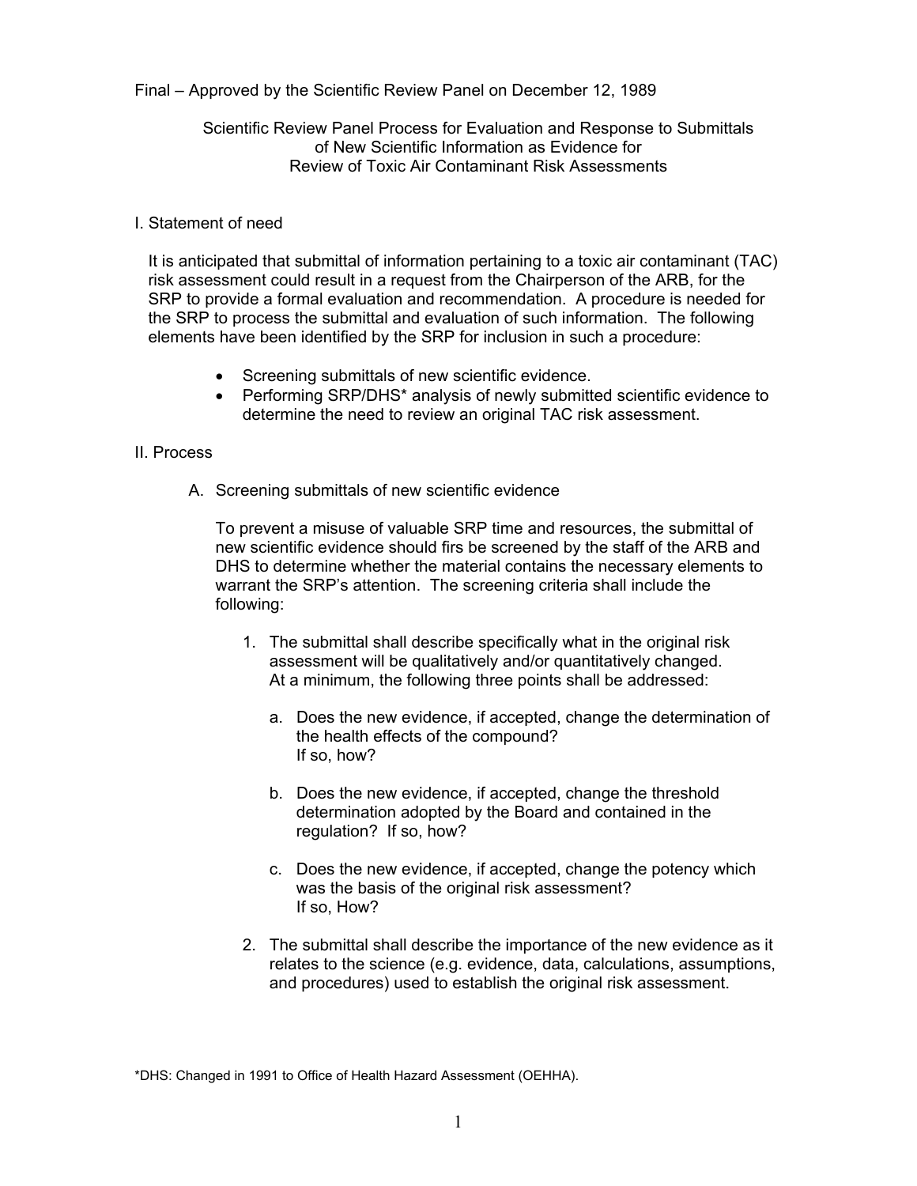Final – Approved by the Scientific Review Panel on December 12, 1989

# Scientific Review Panel Process for Evaluation and Response to Submittals of New Scientific Information as Evidence for Review of Toxic Air Contaminant Risk Assessments

## I. Statement of need

It is anticipated that submittal of information pertaining to a toxic air contaminant (TAC) risk assessment could result in a request from the Chairperson of the ARB, for the SRP to provide a formal evaluation and recommendation. A procedure is needed for the SRP to process the submittal and evaluation of such information. The following elements have been identified by the SRP for inclusion in such a procedure:

- Screening submittals of new scientific evidence.
- Performing SRP/DHS* analysis of newly submitted scientific evidence to determine the need to review an original TAC risk assessment.

## II. Process

### A. Screening submittals of new scientific evidence

To prevent a misuse of valuable SRP time and resources, the submittal of new scientific evidence should firs be screened by the staff of the ARB and DHS to determine whether the material contains the necessary elements to warrant the SRP's attention. The screening criteria shall include the following:

1. The submittal shall describe specifically what in the original risk assessment will be qualitatively and/or quantitatively changed. At a minimum, the following three points shall be addressed:

   a. Does the new evidence, if accepted, change the determination of the health effects of the compound? If so, how?

   b. Does the new evidence, if accepted, change the threshold determination adopted by the Board and contained in the regulation? If so, how?

   c. Does the new evidence, if accepted, change the potency which was the basis of the original risk assessment? If so, How?

2. The submittal shall describe the importance of the new evidence as it relates to the science (e.g. evidence, data, calculations, assumptions, and procedures) used to establish the original risk assessment.

*DHS: Changed in 1991 to Office of Health Hazard Assessment (OEHHA).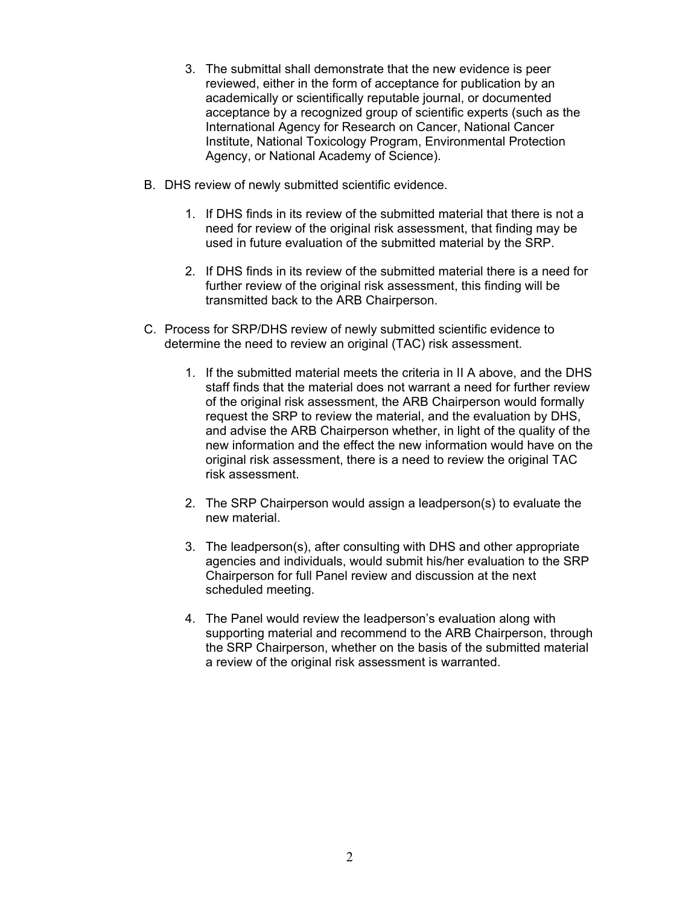3. The submittal shall demonstrate that the new evidence is peer reviewed, either in the form of acceptance for publication by an academically or scientifically reputable journal, or documented acceptance by a recognized group of scientific experts (such as the International Agency for Research on Cancer, National Cancer Institute, National Toxicology Program, Environmental Protection Agency, or National Academy of Science).

B. DHS review of newly submitted scientific evidence.

   1. If DHS finds in its review of the submitted material that there is not a need for review of the original risk assessment, that finding may be used in future evaluation of the submitted material by the SRP.

   2. If DHS finds in its review of the submitted material there is a need for further review of the original risk assessment, this finding will be transmitted back to the ARB Chairperson.

C. Process for SRP/DHS review of newly submitted scientific evidence to determine the need to review an original (TAC) risk assessment.

   1. If the submitted material meets the criteria in II A above, and the DHS staff finds that the material does not warrant a need for further review of the original risk assessment, the ARB Chairperson would formally request the SRP to review the material, and the evaluation by DHS, and advise the ARB Chairperson whether, in light of the quality of the new information and the effect the new information would have on the original risk assessment, there is a need to review the original TAC risk assessment.

   2. The SRP Chairperson would assign a leadperson(s) to evaluate the new material.

   3. The leadperson(s), after consulting with DHS and other appropriate agencies and individuals, would submit his/her evaluation to the SRP Chairperson for full Panel review and discussion at the next scheduled meeting.

   4. The Panel would review the leadperson's evaluation along with supporting material and recommend to the ARB Chairperson, through the SRP Chairperson, whether on the basis of the submitted material a review of the original risk assessment is warranted.